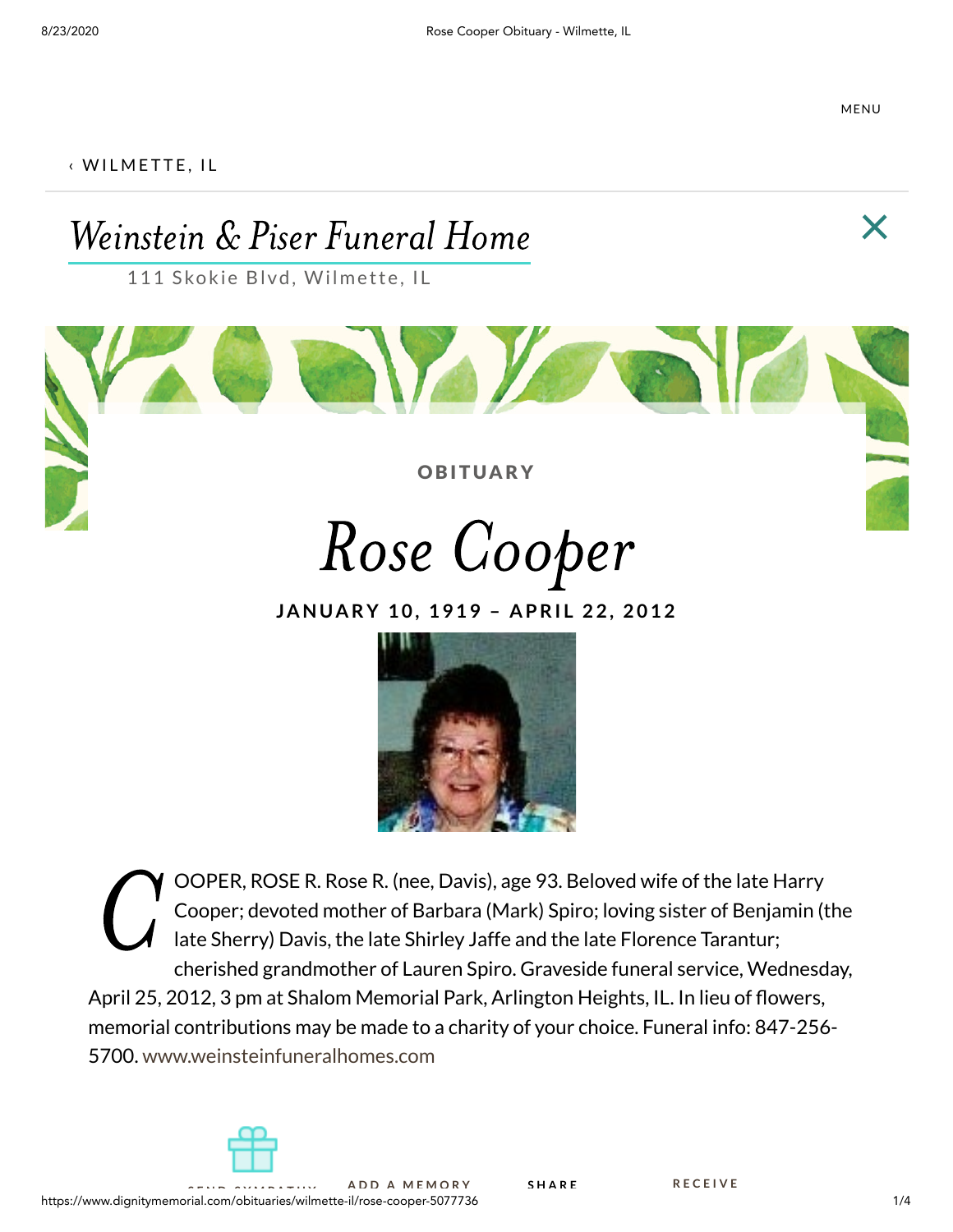MENU

‹ WILMETTE, IL

# Weinstein & Piser Funeral Home

111 Skokie Blvd, Wilmette, IL

OBITUARY

# Rose Cooper

**JANUARY 10, 1919 – APRIL 22, 2012**

COOPER, ROSE R. Rose R. (nee, Davis), age 93. Beloved wife of the late Harry Cooper; devoted mother of Barbara (Mark) Spiro; loving sister of Benjamin (the late Sherry) Davis, the late Shirley Jaffe and the late Florence Tarantur; cherished grandmother of Lauren Spiro. Graveside funeral service, Wednesday, April 25, 2012, 3 pm at Shalom Memorial Park, Arlington Heights, IL. In lieu of flowers, memorial contributions may be made to a charity of your choice. Funeral info: 847-256-5700. www.weinsteinfuneralhomes.com

SEND SYMPATHY ADD A MEMORY SHARE RECEIVE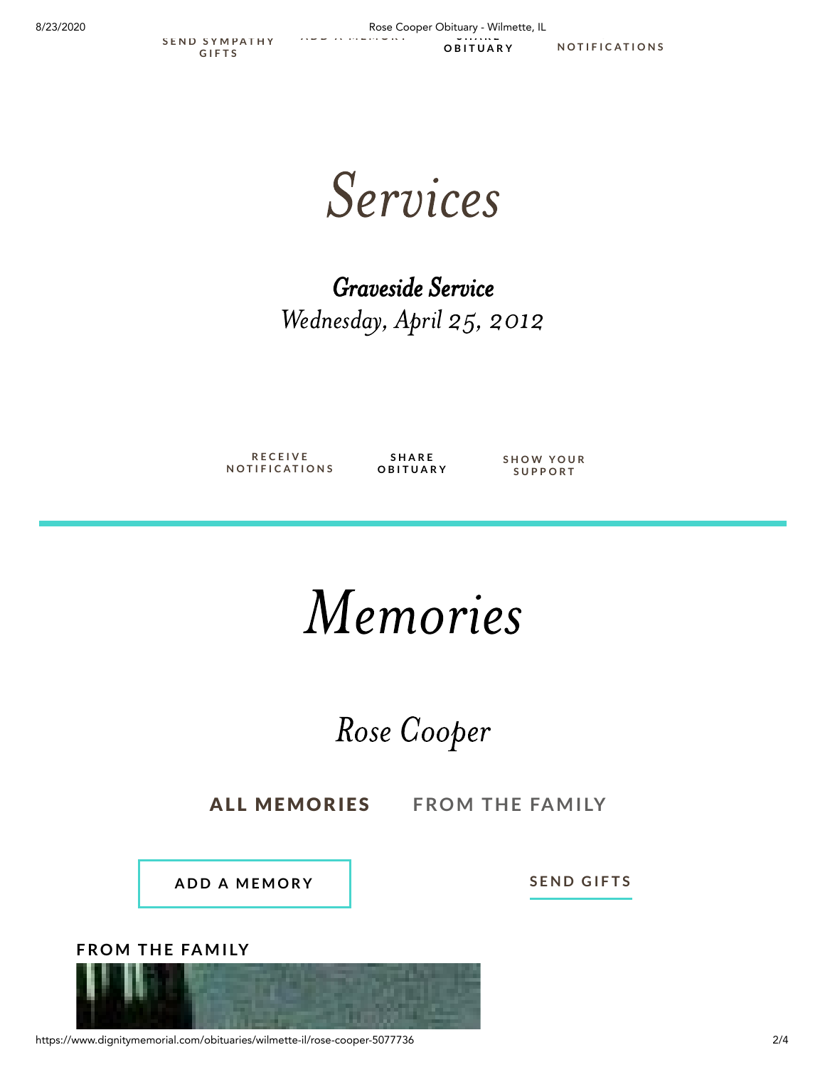SEND SYMPATHY GIFTS ADD A MEMORY SHARE OBITUARY NOTIFICATIONS

# Services

### *Graveside Service*

*Wednesday, April 25, 2012*

RECEIVE NOTIFICATIONS SHARE OBITUARY SHOW YOUR SUPPORT

# Memories

## *Rose Cooper*

**ALL MEMORIES** FROM THE FAMILY

ADD A MEMORY

SEND GIFTS

**FROM THE FAMILY**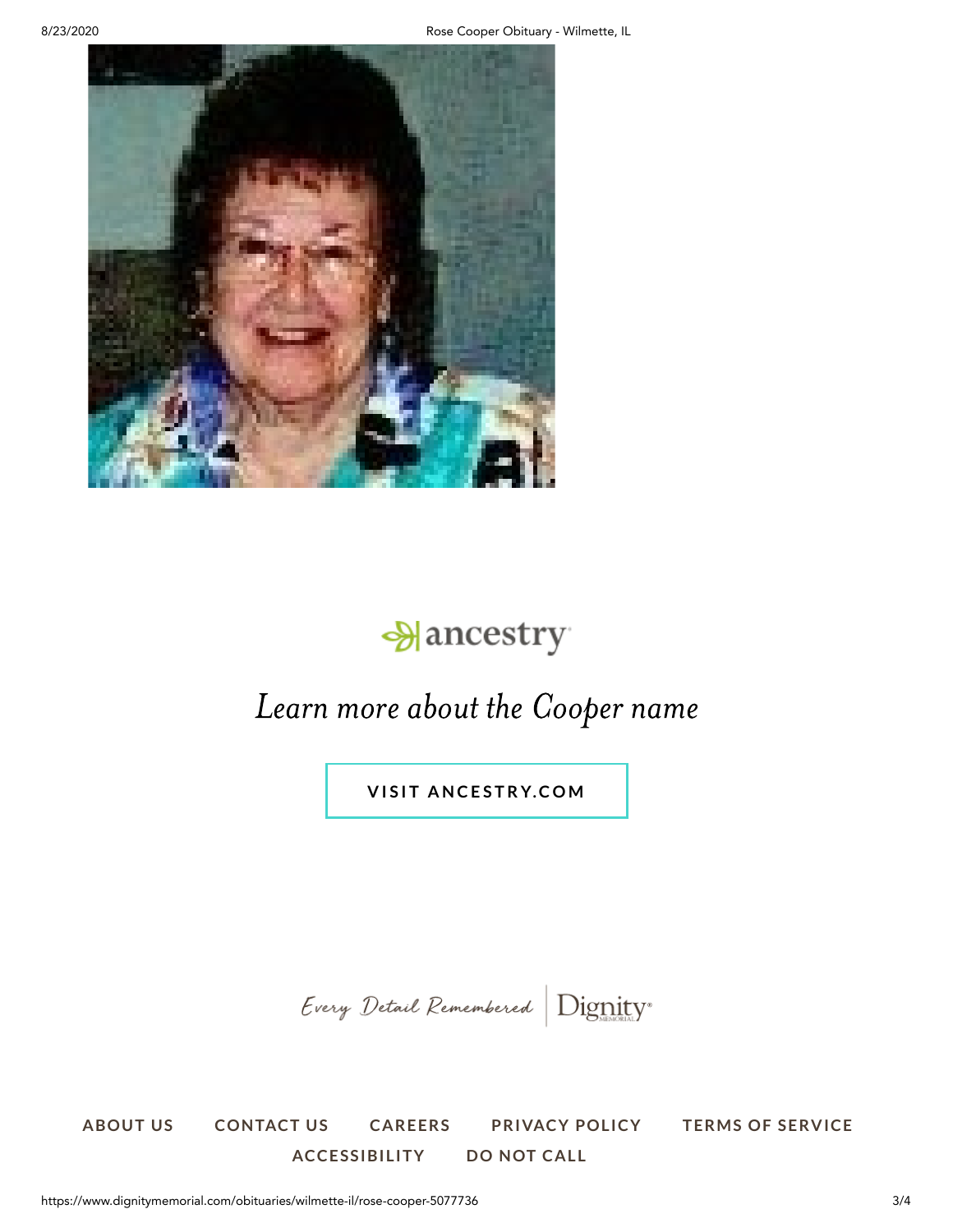ancestry

*Learn more about the Cooper name*

VISIT ANCESTRY.COM

Every Detail Remembered | Dignity MEMORIAL

ABOUT US   CONTACT US   CAREERS   PRIVACY POLICY   TERMS OF SERVICE
ACCESSIBILITY   DO NOT CALL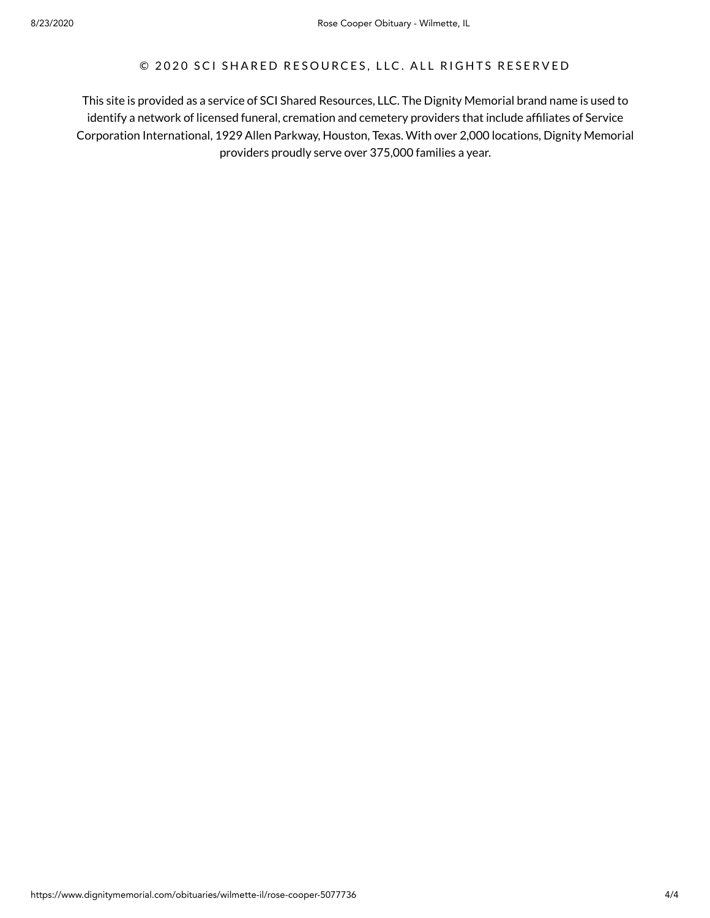© 2020 SCI SHARED RESOURCES, LLC. ALL RIGHTS RESERVED

This site is provided as a service of SCI Shared Resources, LLC. The Dignity Memorial brand name is used to identify a network of licensed funeral, cremation and cemetery providers that include affiliates of Service Corporation International, 1929 Allen Parkway, Houston, Texas. With over 2,000 locations, Dignity Memorial providers proudly serve over 375,000 families a year.